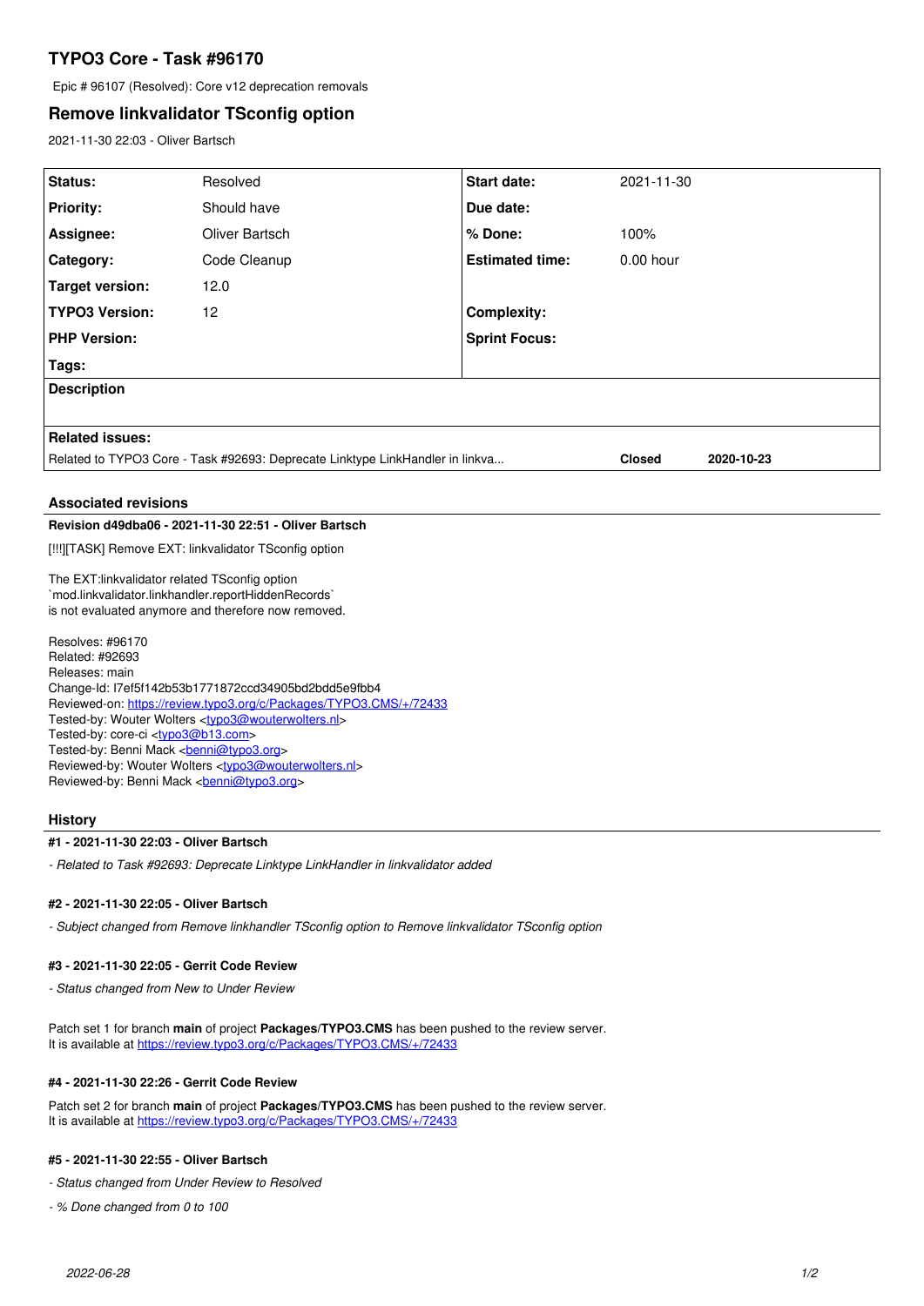# TYPO3 Core - Task #96170

Epic # 96107 (Resolved): Core v12 deprecation removals

## Remove linkvalidator TSconfig option

2021-11-30 22:03 - Oliver Bartsch

| Status: | Resolved | Start date: | 2021-11-30 |
|---|---|---|---|
| Priority: | Should have | Due date: | |
| Assignee: | Oliver Bartsch | % Done: | 100% |
| Category: | Code Cleanup | Estimated time: | 0.00 hour |
| Target version: | 12.0 | | |
| TYPO3 Version: | 12 | Complexity: | |
| PHP Version: | | Sprint Focus: | |
| Tags: | | | |

**Description**

**Related issues:**

| | | |
|---|---|---|
| Related to TYPO3 Core - Task #92693: Deprecate Linktype LinkHandler in linkva... | Closed | 2020-10-23 |

### Associated revisions

**Revision d49dba06 - 2021-11-30 22:51 - Oliver Bartsch**

[!!!][TASK] Remove EXT: linkvalidator TSconfig option

The EXT:linkvalidator related TSconfig option
`mod.linkvalidator.linkhandler.reportHiddenRecords`
is not evaluated anymore and therefore now removed.

Resolves: #96170
Related: #92693
Releases: main
Change-Id: I7ef5f142b53b1771872ccd34905bd2bdd5e9fbb4
Reviewed-on: https://review.typo3.org/c/Packages/TYPO3.CMS/+/72433
Tested-by: Wouter Wolters <typo3@wouterwolters.nl>
Tested-by: core-ci <typo3@b13.com>
Tested-by: Benni Mack <benni@typo3.org>
Reviewed-by: Wouter Wolters <typo3@wouterwolters.nl>
Reviewed-by: Benni Mack <benni@typo3.org>

### History

**#1 - 2021-11-30 22:03 - Oliver Bartsch**

*- Related to Task #92693: Deprecate Linktype LinkHandler in linkvalidator added*

**#2 - 2021-11-30 22:05 - Oliver Bartsch**

*- Subject changed from Remove linkhandler TSconfig option to Remove linkvalidator TSconfig option*

**#3 - 2021-11-30 22:05 - Gerrit Code Review**

*- Status changed from New to Under Review*

Patch set 1 for branch **main** of project **Packages/TYPO3.CMS** has been pushed to the review server.
It is available at https://review.typo3.org/c/Packages/TYPO3.CMS/+/72433

**#4 - 2021-11-30 22:26 - Gerrit Code Review**

Patch set 2 for branch **main** of project **Packages/TYPO3.CMS** has been pushed to the review server.
It is available at https://review.typo3.org/c/Packages/TYPO3.CMS/+/72433

**#5 - 2021-11-30 22:55 - Oliver Bartsch**

*- Status changed from Under Review to Resolved*

*- % Done changed from 0 to 100*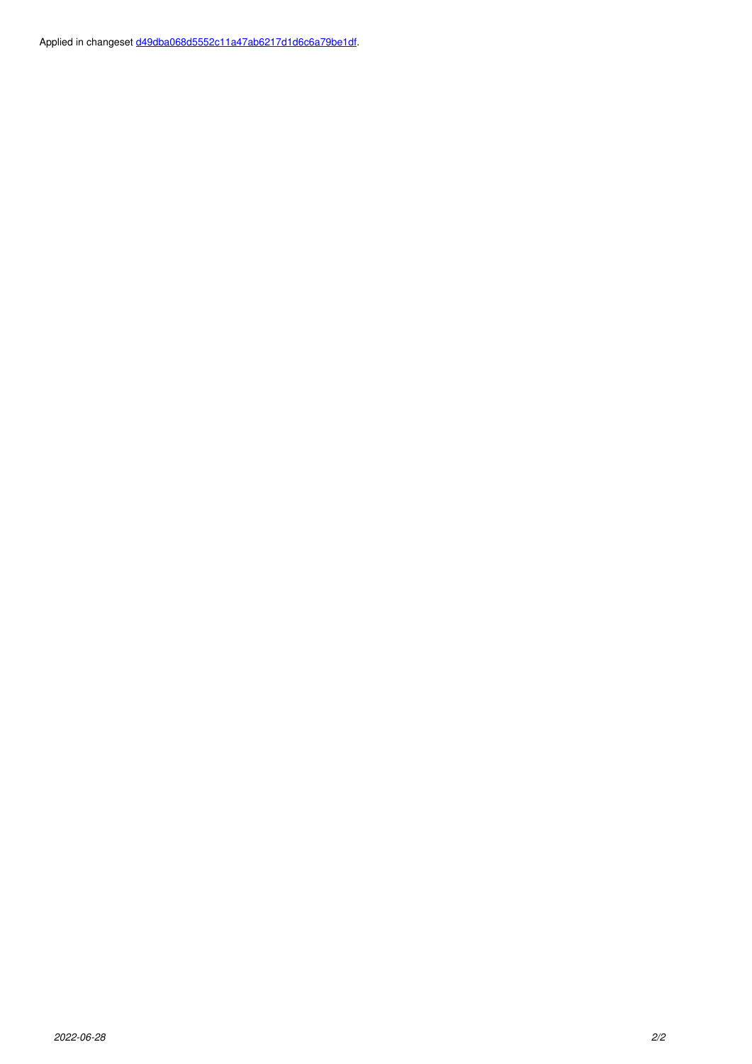Applied in changeset d49dba068d5552c11a47ab6217d1d6c6a79be1df.